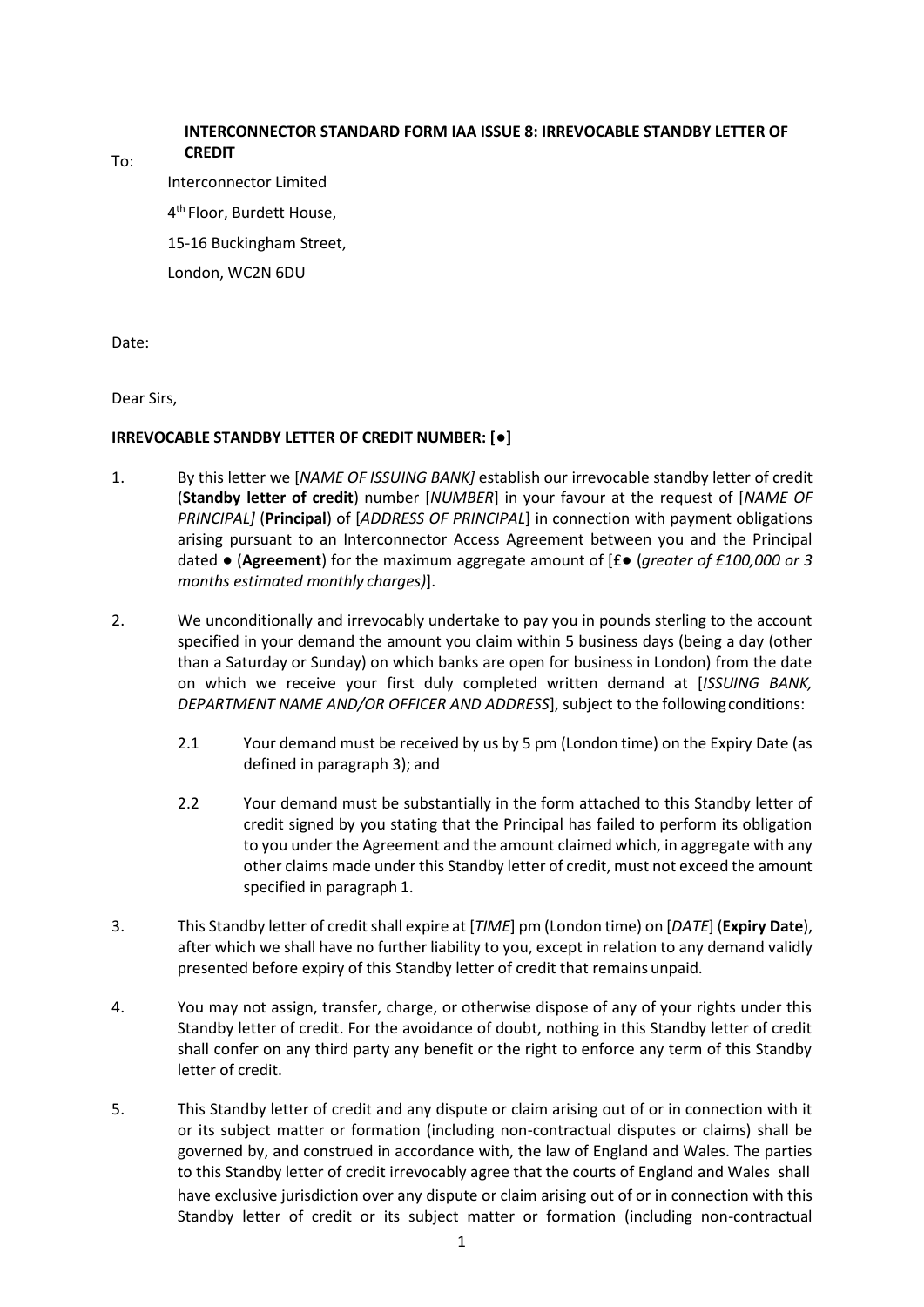**INTERCONNECTOR STANDARD FORM IAA ISSUE 8: IRREVOCABLE STANDBY LETTER OF CREDIT**

To:

Interconnector Limited

4th Floor, Burdett House,

15-16 Buckingham Street,

London, WC2N 6DU

Date:

Dear Sirs,

**IRREVOCABLE STANDBY LETTER OF CREDIT NUMBER: [●]**

1. By this letter we [*NAME OF ISSUING BANK]* establish our irrevocable standby letter of credit (**Standby letter of credit**) number [*NUMBER*] in your favour at the request of [*NAME OF PRINCIPAL]* (**Principal**) of [*ADDRESS OF PRINCIPAL*] in connection with payment obligations arising pursuant to an Interconnector Access Agreement between you and the Principal dated ● (**Agreement**) for the maximum aggregate amount of [£● (*greater of £100,000 or 3 months estimated monthly charges)*].

2. We unconditionally and irrevocably undertake to pay you in pounds sterling to the account specified in your demand the amount you claim within 5 business days (being a day (other than a Saturday or Sunday) on which banks are open for business in London) from the date on which we receive your first duly completed written demand at [*ISSUING BANK, DEPARTMENT NAME AND/OR OFFICER AND ADDRESS*], subject to the following conditions:

   2.1 Your demand must be received by us by 5 pm (London time) on the Expiry Date (as defined in paragraph 3); and

   2.2 Your demand must be substantially in the form attached to this Standby letter of credit signed by you stating that the Principal has failed to perform its obligation to you under the Agreement and the amount claimed which, in aggregate with any other claims made under this Standby letter of credit, must not exceed the amount specified in paragraph 1.

3. This Standby letter of credit shall expire at [*TIME*] pm (London time) on [*DATE*] (**Expiry Date**), after which we shall have no further liability to you, except in relation to any demand validly presented before expiry of this Standby letter of credit that remains unpaid.

4. You may not assign, transfer, charge, or otherwise dispose of any of your rights under this Standby letter of credit. For the avoidance of doubt, nothing in this Standby letter of credit shall confer on any third party any benefit or the right to enforce any term of this Standby letter of credit.

5. This Standby letter of credit and any dispute or claim arising out of or in connection with it or its subject matter or formation (including non-contractual disputes or claims) shall be governed by, and construed in accordance with, the law of England and Wales. The parties to this Standby letter of credit irrevocably agree that the courts of England and Wales shall have exclusive jurisdiction over any dispute or claim arising out of or in connection with this Standby letter of credit or its subject matter or formation (including non-contractual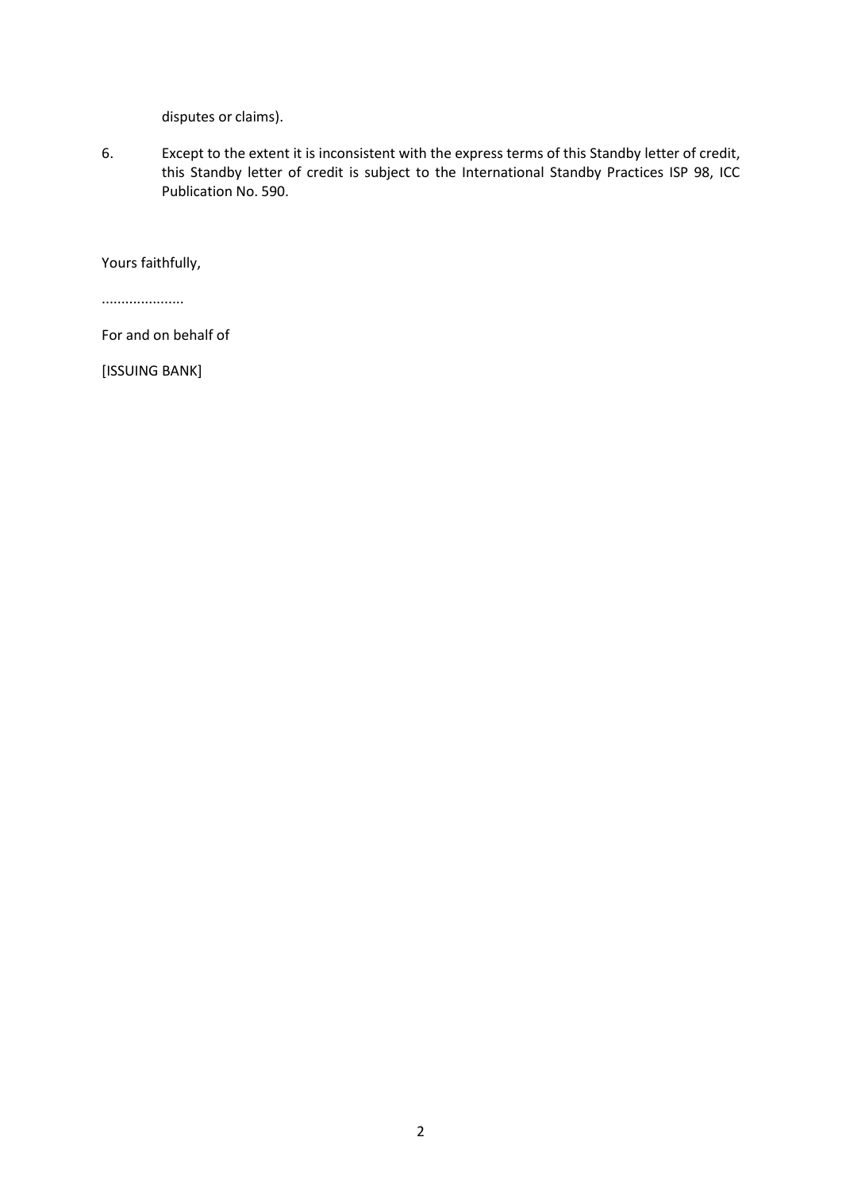disputes or claims).

6. Except to the extent it is inconsistent with the express terms of this Standby letter of credit, this Standby letter of credit is subject to the International Standby Practices ISP 98, ICC Publication No. 590.

Yours faithfully,

.....................

For and on behalf of

[ISSUING BANK]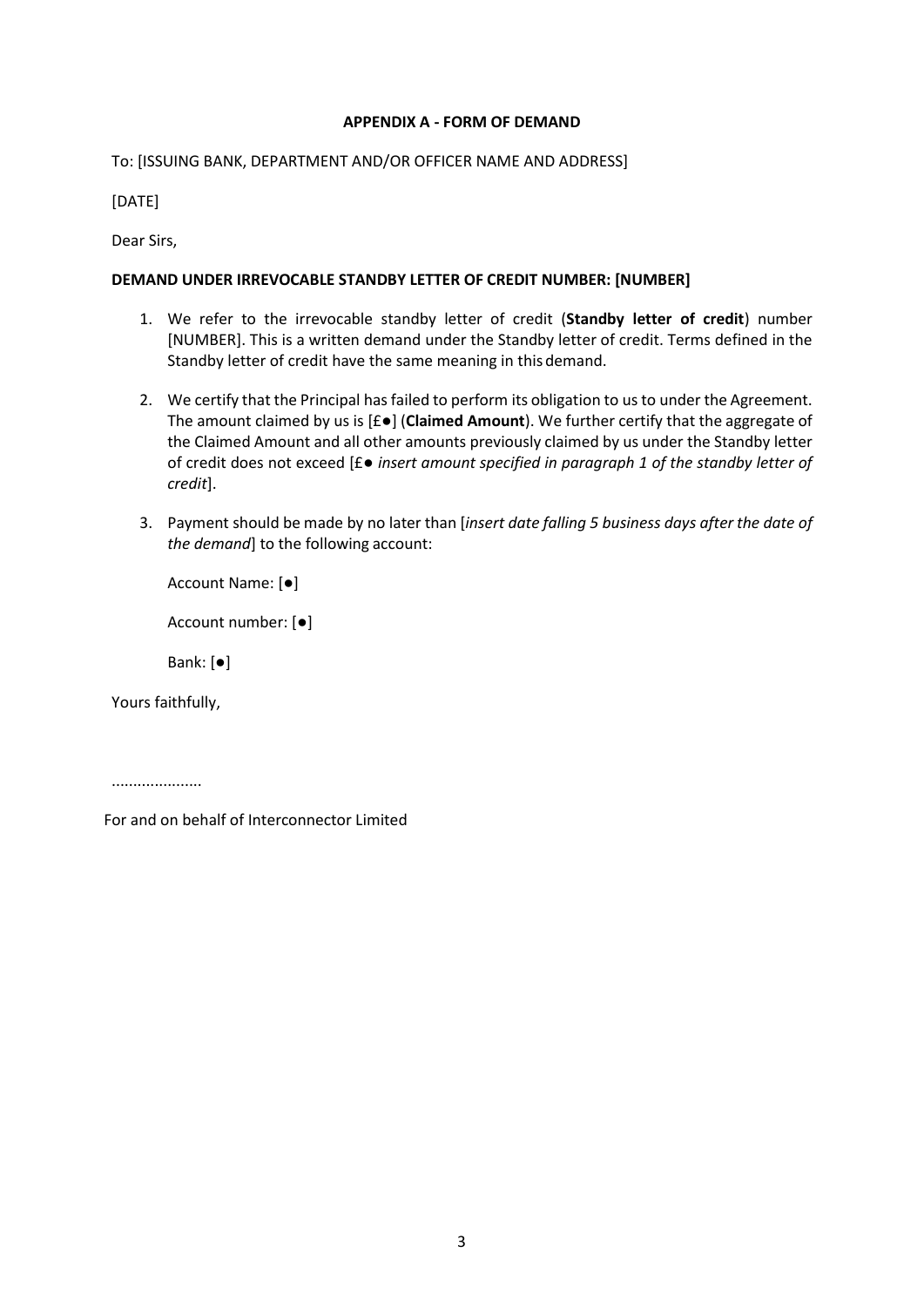**APPENDIX A - FORM OF DEMAND**

To: [ISSUING BANK, DEPARTMENT AND/OR OFFICER NAME AND ADDRESS]

[DATE]

Dear Sirs,

**DEMAND UNDER IRREVOCABLE STANDBY LETTER OF CREDIT NUMBER: [NUMBER]**

1. We refer to the irrevocable standby letter of credit (**Standby letter of credit**) number [NUMBER]. This is a written demand under the Standby letter of credit. Terms defined in the Standby letter of credit have the same meaning in this demand.

2. We certify that the Principal has failed to perform its obligation to us to under the Agreement. The amount claimed by us is [£●] (**Claimed Amount**). We further certify that the aggregate of the Claimed Amount and all other amounts previously claimed by us under the Standby letter of credit does not exceed [£● *insert amount specified in paragraph 1 of the standby letter of credit*].

3. Payment should be made by no later than [*insert date falling 5 business days after the date of the demand*] to the following account:

   Account Name: [●]

   Account number: [●]

   Bank: [●]

Yours faithfully,

.....................

For and on behalf of Interconnector Limited